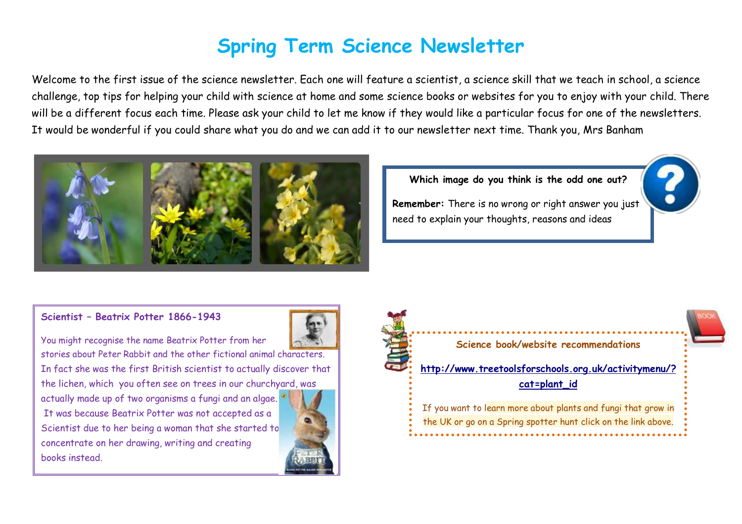# Spring Term Science Newsletter

Welcome to the first issue of the science newsletter. Each one will feature a scientist, a science skill that we teach in school, a science challenge, top tips for helping your child with science at home and some science books or websites for you to enjoy with your child. There will be a different focus each time. Please ask your child to let me know if they would like a particular focus for one of the newsletters. It would be wonderful if you could share what you do and we can add it to our newsletter next time. Thank you, Mrs Banham

**Which image do you think is the odd one out?**

**Remember:** There is no wrong or right answer you just need to explain your thoughts, reasons and ideas

### Scientist – Beatrix Potter 1866-1943

You might recognise the name Beatrix Potter from her stories about Peter Rabbit and the other fictional animal characters. In fact she was the first British scientist to actually discover that the lichen, which you often see on trees in our churchyard, was actually made up of two organisms a fungi and an algae. It was because Beatrix Potter was not accepted as a Scientist due to her being a woman that she started to concentrate on her drawing, writing and creating books instead.

### Science book/website recommendations

**http://www.treetoolsforschools.org.uk/activitymenu/?cat=plant_id**

If you want to learn more about plants and fungi that grow in the UK or go on a Spring spotter hunt click on the link above.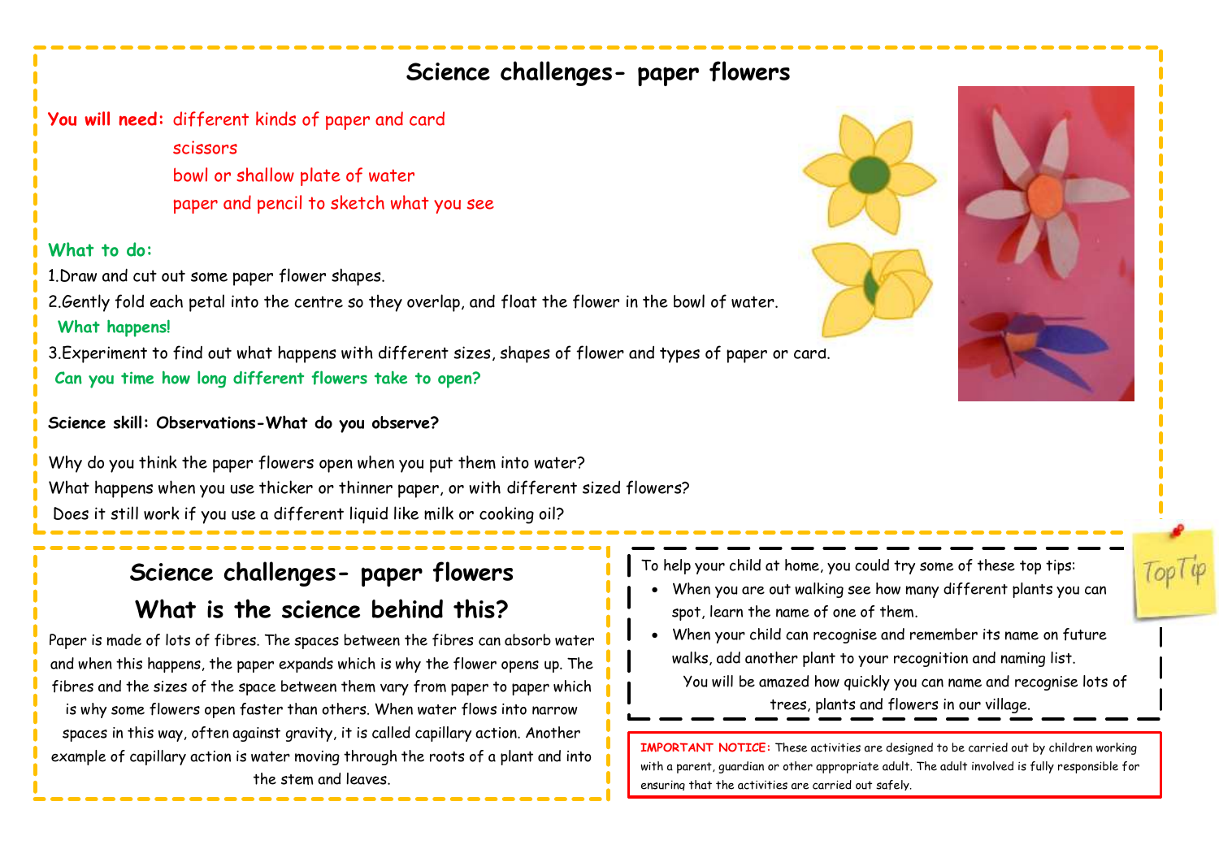# Science challenges- paper flowers

**You will need:** different kinds of paper and card
scissors
bowl or shallow plate of water
paper and pencil to sketch what you see

**What to do:**

1. Draw and cut out some paper flower shapes.
2. Gently fold each petal into the centre so they overlap, and float the flower in the bowl of water.
   **What happens!**
3. Experiment to find out what happens with different sizes, shapes of flower and types of paper or card.
   **Can you time how long different flowers take to open?**

**Science skill: Observations-What do you observe?**

Why do you think the paper flowers open when you put them into water?
What happens when you use thicker or thinner paper, or with different sized flowers?
Does it still work if you use a different liquid like milk or cooking oil?

## Science challenges- paper flowers

## What is the science behind this?

Paper is made of lots of fibres. The spaces between the fibres can absorb water and when this happens, the paper expands which is why the flower opens up. The fibres and the sizes of the space between them vary from paper to paper which is why some flowers open faster than others. When water flows into narrow spaces in this way, often against gravity, it is called capillary action. Another example of capillary action is water moving through the roots of a plant and into the stem and leaves.

To help your child at home, you could try some of these top tips:

- When you are out walking see how many different plants you can spot, learn the name of one of them.
- When your child can recognise and remember its name on future walks, add another plant to your recognition and naming list.

You will be amazed how quickly you can name and recognise lots of trees, plants and flowers in our village.

TopTip

**IMPORTANT NOTICE:** These activities are designed to be carried out by children working with a parent, guardian or other appropriate adult. The adult involved is fully responsible for ensuring that the activities are carried out safely.